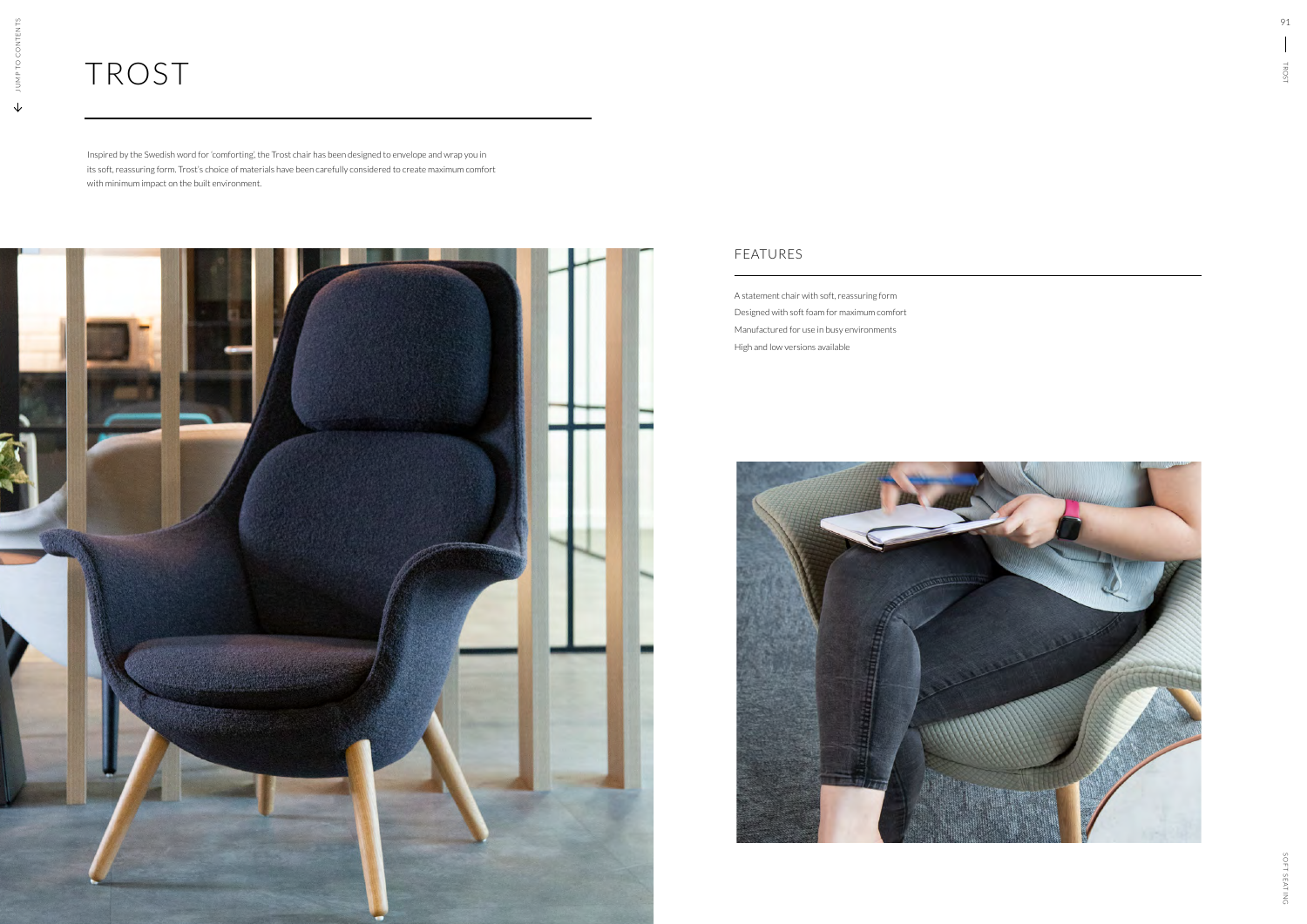# TROST

Inspired by the Swedish word for 'comforting', the Trost chair has been designed to envelope and wrap you in its soft, reassuring form. Trost's choice of materials have been carefully considered to create maximum comfort with minimum impact on the built environment.

## FEATURES

A statement chair with soft, reassuring form

Designed with soft foam for maximum comfort

Manufactured for use in busy environments

High and low versions available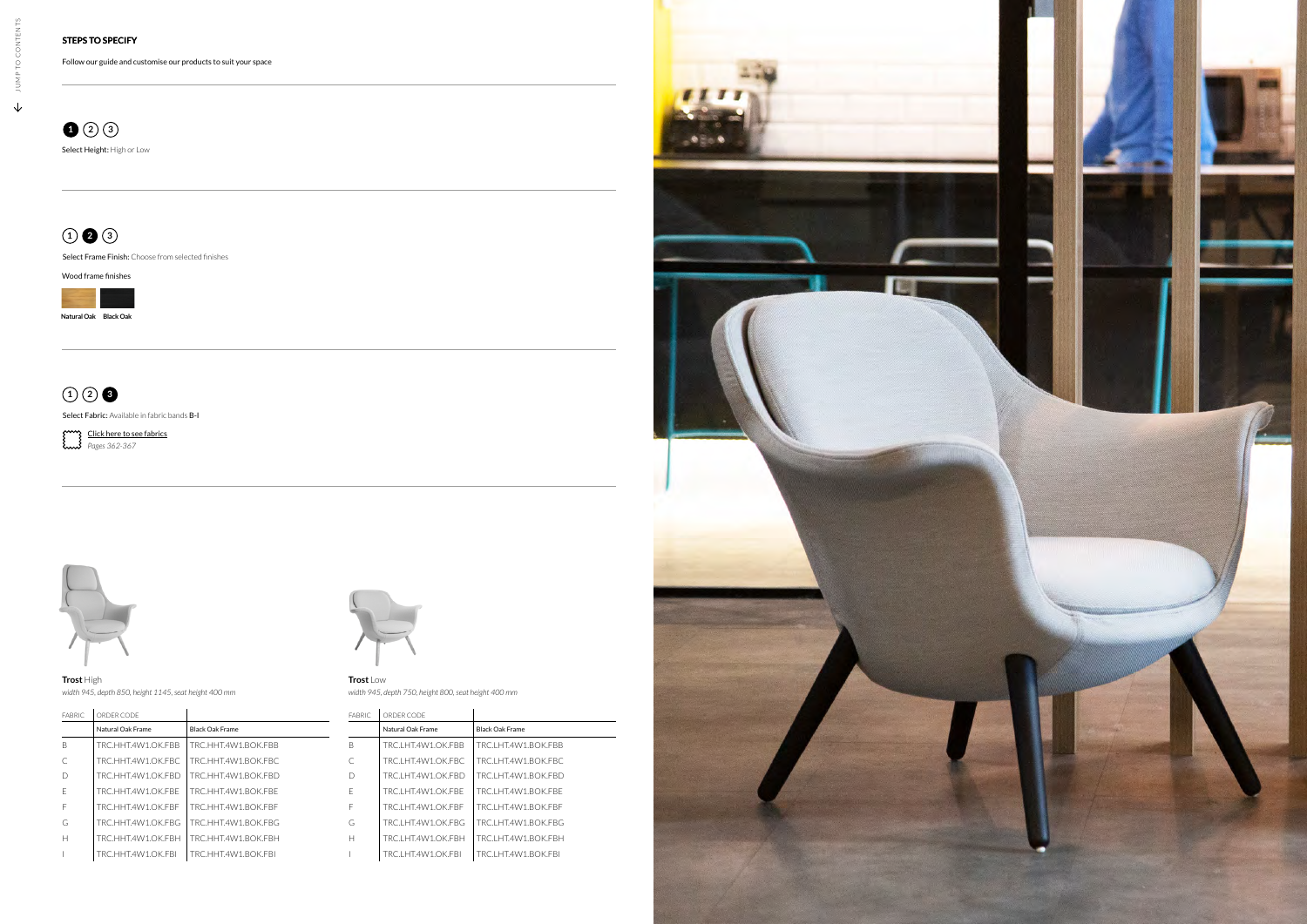### STEPS TO SPECIFY

Follow our guide and customise our products to suit your space

**1** 2 3

**Select Height:** High or Low

1 **2** 3

**Select Frame Finish:** Choose from selected finishes

Wood frame finishes

**Natural Oak** **Black Oak**

1 2 **3**

**Select Fabric:** Available in fabric bands **B-I**

Click here to see fabrics
*Pages 362-367*

**Trost** High
*width 945, depth 850, height 1145, seat height 400 mm*

| FABRIC | ORDER CODE | |
|---|---|---|
| | Natural Oak Frame | Black Oak Frame |
| B | TRC.HHT.4W1.OK.FBB | TRC.HHT.4W1.BOK.FBB |
| C | TRC.HHT.4W1.OK.FBC | TRC.HHT.4W1.BOK.FBC |
| D | TRC.HHT.4W1.OK.FBD | TRC.HHT.4W1.BOK.FBD |
| E | TRC.HHT.4W1.OK.FBE | TRC.HHT.4W1.BOK.FBE |
| F | TRC.HHT.4W1.OK.FBF | TRC.HHT.4W1.BOK.FBF |
| G | TRC.HHT.4W1.OK.FBG | TRC.HHT.4W1.BOK.FBG |
| H | TRC.HHT.4W1.OK.FBH | TRC.HHT.4W1.BOK.FBH |
| I | TRC.HHT.4W1.OK.FBI | TRC.HHT.4W1.BOK.FBI |

**Trost** Low
*width 945, depth 750, height 800, seat height 400 mm*

| FABRIC | ORDER CODE | |
|---|---|---|
| | Natural Oak Frame | Black Oak Frame |
| B | TRC.LHT.4W1.OK.FBB | TRC.LHT.4W1.BOK.FBB |
| C | TRC.LHT.4W1.OK.FBC | TRC.LHT.4W1.BOK.FBC |
| D | TRC.LHT.4W1.OK.FBD | TRC.LHT.4W1.BOK.FBD |
| E | TRC.LHT.4W1.OK.FBE | TRC.LHT.4W1.BOK.FBE |
| F | TRC.LHT.4W1.OK.FBF | TRC.LHT.4W1.BOK.FBF |
| G | TRC.LHT.4W1.OK.FBG | TRC.LHT.4W1.BOK.FBG |
| H | TRC.LHT.4W1.OK.FBH | TRC.LHT.4W1.BOK.FBH |
| I | TRC.LHT.4W1.OK.FBI | TRC.LHT.4W1.BOK.FBI |